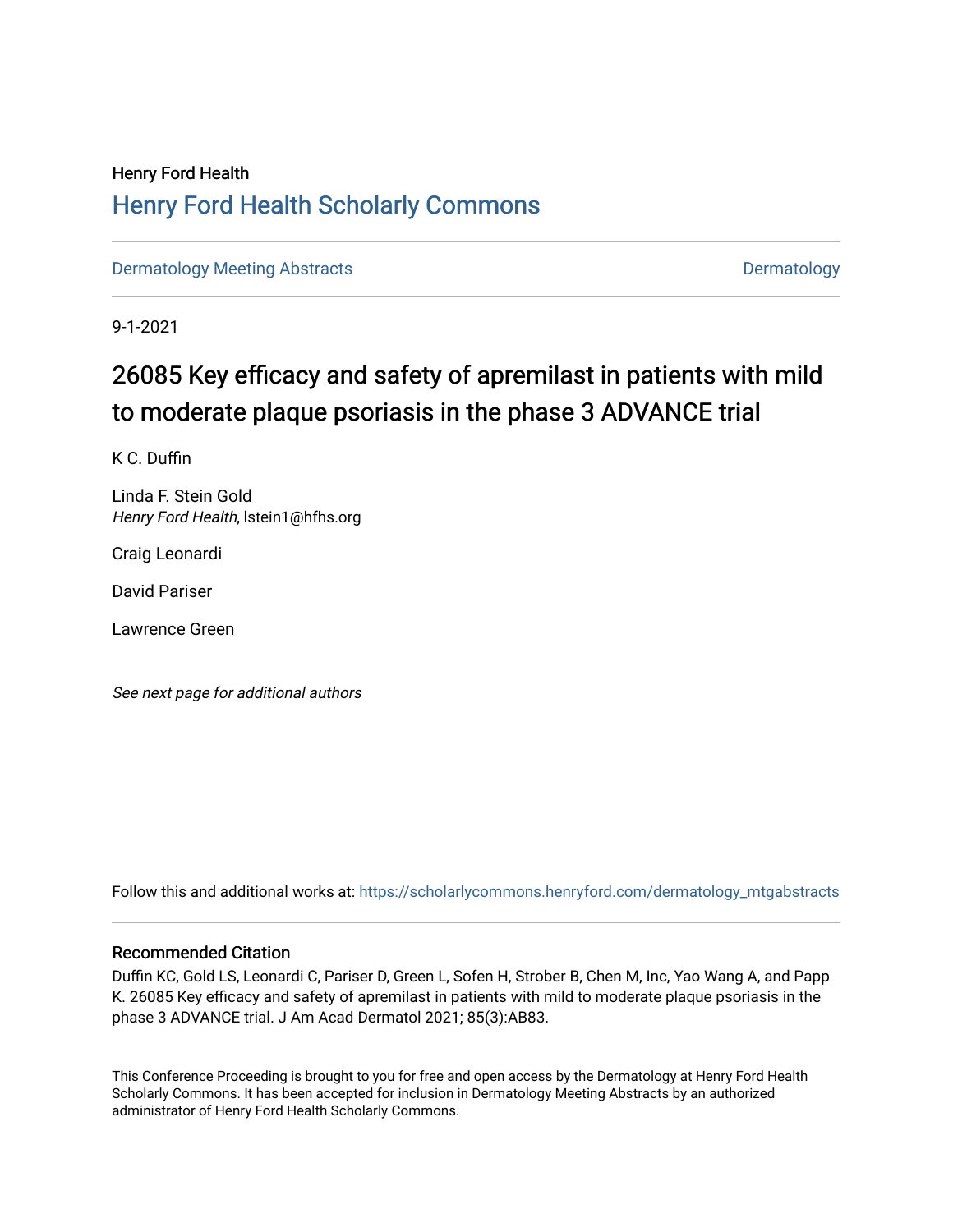Henry Ford Health

# Henry Ford Health Scholarly Commons

Dermatology Meeting Abstracts | Dermatology

9-1-2021

# 26085 Key efficacy and safety of apremilast in patients with mild to moderate plaque psoriasis in the phase 3 ADVANCE trial

K C. Duffin

Linda F. Stein Gold
*Henry Ford Health*, lstein1@hfhs.org

Craig Leonardi

David Pariser

Lawrence Green

*See next page for additional authors*

Follow this and additional works at: https://scholarlycommons.henryford.com/dermatology_mtgabstracts

## Recommended Citation

Duffin KC, Gold LS, Leonardi C, Pariser D, Green L, Sofen H, Strober B, Chen M, Inc, Yao Wang A, and Papp K. 26085 Key efficacy and safety of apremilast in patients with mild to moderate plaque psoriasis in the phase 3 ADVANCE trial. J Am Acad Dermatol 2021; 85(3):AB83.

This Conference Proceeding is brought to you for free and open access by the Dermatology at Henry Ford Health Scholarly Commons. It has been accepted for inclusion in Dermatology Meeting Abstracts by an authorized administrator of Henry Ford Health Scholarly Commons.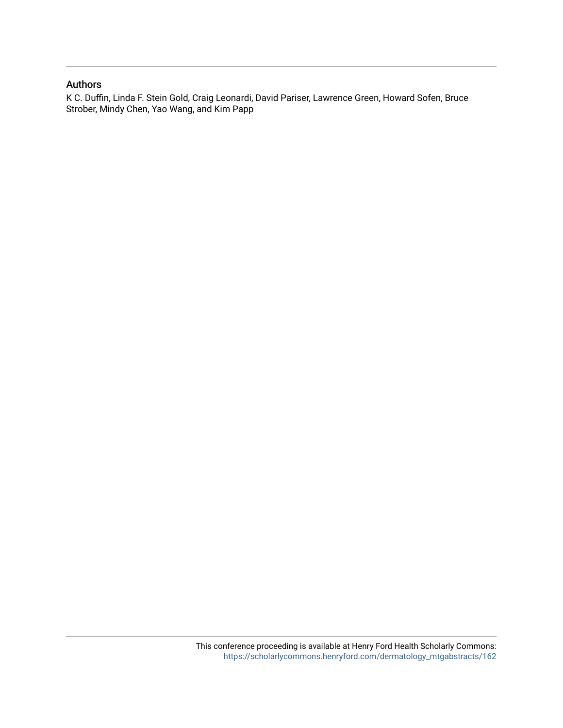## Authors

K C. Duffin, Linda F. Stein Gold, Craig Leonardi, David Pariser, Lawrence Green, Howard Sofen, Bruce Strober, Mindy Chen, Yao Wang, and Kim Papp

This conference proceeding is available at Henry Ford Health Scholarly Commons: https://scholarlycommons.henryford.com/dermatology_mtgabstracts/162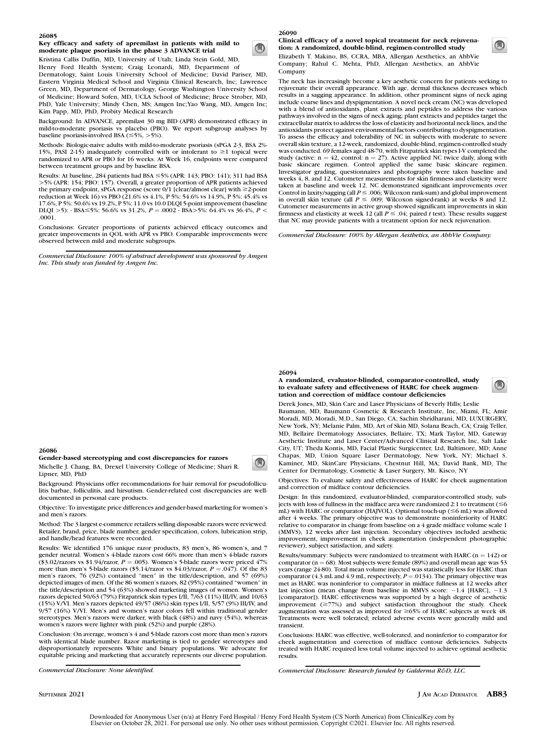### 26085

#### Key efficacy and safety of apremilast in patients with mild to moderate plaque psoriasis in the phase 3 ADVANCE trial

Kristina Callis Duffin, MD, University of Utah; Linda Stein Gold, MD, Henry Ford Health System; Craig Leonardi, MD, Department of Dermatology, Saint Louis University School of Medicine; David Pariser, MD, Eastern Virginia Medical School and Virginia Clinical Research, Inc; Lawrence Green, MD, Department of Dermatology, George Washington University School of Medicine; Howard Sofen, MD, UCLA School of Medicine; Bruce Strober, MD, PhD, Yale University; Mindy Chen, MS; Amgen Inc;Yao Wang, MD, Amgen Inc; Kim Papp, MD, PhD, Probity Medical Research

Background: In ADVANCE, apremilast 30 mg BID (APR) demonstrated efficacy in mild-to-moderate psoriasis vs placebo (PBO). We report subgroup analyses by baseline psoriasis-involved BSA (≤5%, >5%).

Methods: Biologic-naive adults with mild-to-moderate psoriasis (sPGA 2-3, BSA 2%-15%, PASI 2-15) inadequately controlled with or intolerant to ≥1 topical were randomized to APR or PBO for 16 weeks. At Week 16, endpoints were compared between treatment groups and by baseline BSA.

Results: At baseline, 284 patients had BSA ≤5% (APR: 143; PBO: 141); 311 had BSA >5% (APR: 154; PBO: 157). Overall, a greater proportion of APR patients achieved the primary endpoint, sPGA response (score 0/1 [clear/almost clear] with ≥2-point reduction at Week 16) vs PBO (21.6% vs 4.1%, P 5%: 54.6% vs 14.9%, P 5%: 45.4% vs 17.6%, P 5%: 50.6% vs 19.2%, P 5%: 11.0 vs 10.0 DLQI 5-point improvement (baseline DLQI >5): - BSA≤5%: 56.6% vs 31.2%, $P = .0002$ - BSA>5%: 64.4% vs 36.4%, $P < .0001$.

Conclusions: Greater proportions of patients achieved efficacy outcomes and greater improvements in QOL with APR vs PBO. Comparable improvements were observed between mild and moderate subgroups.

*Commercial Disclosure: 100% of abstract development was sponsored by Amgen Inc. This study was funded by Amgen Inc.*

### 26086

#### Gender-based stereotyping and cost discrepancies for razors

Michelle J. Chang, BA, Drexel University College of Medicine; Shari R. Lipner, MD, PhD

Background: Physicians offer recommendations for hair removal for pseudofolliculitis barbae, folliculitis, and hirsutism. Gender-related cost discrepancies are well-documented in personal care products.

Objective: To investigate price differences and gender-based marketing for women's and men's razors.

Method: The 3 largest e-commerce retailers selling disposable razors were reviewed. Retailer, brand, price, blade number, gender specification, colors, lubrication strip, and handle/head features were recorded.

Results: We identified 176 unique razor products, 83 men's, 86 women's, and 7 gender neutral. Women's 4-blade razors cost 66% more than men's 4-blade razors ($3.02/razors vs $1.94/razor, $P = .005$). Women's 5-blade razors were priced 47% more than men's 5-blade razors ($5.14/razor vs $4.03/razor, $P = .047$). Of the 83 men's razors, 76 (92%) contained "men" in the title/description, and 57 (69%) depicted images of men. Of the 86 women's razors, 82 (95%) contained "women" in the title/description and 54 (63%) showed marketing images of women. Women's razors depicted 50/63 (79%) Fitzpatrick skin types I/II, 7/63 (11%) III/IV, and 10/63 (15%) V/VI. Men's razors depicted 49/57 (86%) skin types I/II, 5/57 (9%) III/IV, and 9/57 (16%) V/VI. Men's and women's razor colors fell within traditional gender stereotypes. Men's razors were darker, with black (48%) and navy (54%), whereas women's razors were lighter with pink (52%) and purple (28%).

Conclusion: On average, women's 4 and 5-blade razors cost more than men's razors with identical blade number. Razor marketing is tied to gender stereotypes and disproportionately represents White and binary populations. We advocate for equitable pricing and marketing that accurately represents our diverse population.

*Commercial Disclosure: None identified.*

### 26090

#### Clinical efficacy of a novel topical treatment for neck rejuvenation: A randomized, double-blind, regimen-controlled study

Elizabeth T. Makino, BS, CCRA, MBA, Allergan Aesthetics, an AbbVie Company; Rahul C. Mehta, PhD, Allergan Aesthetics, an AbbVie Company

The neck has increasingly become a key aesthetic concern for patients seeking to rejuvenate their overall appearance. With age, dermal thickness decreases which results in a sagging appearance. In addition, other prominent signs of neck aging include coarse lines and dyspigmentation. A novel neck cream (NC) was developed with a blend of antioxidants, plant extracts and peptides to address the various pathways involved in the signs of neck aging; plant extracts and peptides target the extracellular matrix to address the loss of elasticity and horizontal neck lines, and the antioxidants protect against environmental factors contributing to dyspigmentation. To assess the efficacy and tolerability of NC in subjects with moderate to severe overall skin texture, a 12-week, randomized, double-blind, regimen-controlled study was conducted. 69 females aged 48-70, with Fitzpatrick skin types I-V completed the study (active: n = 42, control: n = 27). Active applied NC twice daily, along with basic skincare regimen. Control applied the same basic skincare regimen. Investigator grading, questionnaires and photography were taken baseline and weeks 4, 8, and 12. Cutometer measurements for skin firmness and elasticity were taken at baseline and week 12. NC demonstrated significant improvements over Control in laxity/sagging (all $P \leq .006$; Wilcoxon rank-sum) and global improvement in overall skin texture (all $P \leq .009$; Wilcoxon signed-rank) at weeks 8 and 12. Cutometer measurements in active group showed significant improvements in skin firmness and elasticity at week 12 (all $P \leq .04$; paired *t* test). These results suggest that NC may provide patients with a treatment option for neck rejuvenation.

*Commercial Disclosure: 100% by Allergan Aesthetics, an AbbVie Company.*

### 26094

#### A randomized, evaluator-blinded, comparator-controlled, study to evaluate safety and effectiveness of HARC for cheek augmentation and correction of midface contour deficiencies

Derek Jones, MD, Skin Care and Laser Physicians of Beverly Hills; Leslie Baumann, MD, Baumann Cosmetic & Research Institute, Inc, Miami, FL; Amir Moradi, MD, Moradi, M.D., San Diego, CA; Sachin Shridharani, MD, LUXURGERY, New York, NY; Melanie Palm, MD, Art of Skin MD, Solana Beach, CA; Craig Teller, MD, Bellaire Dermatology Associates, Bellaire, TX; Mark Taylor, MD, Gateway Aesthetic Institute and Laser Center/Advanced Clinical Research Inc, Salt Lake City, UT; Theda Kontis, MD, Facial Plastic Surgicenter, Ltd, Baltimore, MD; Anne Chapas, MD, Union Square Laser Dermatology, New York, NY; Michael S. Kaminer, MD, SkinCare Physicians, Chestnut Hill, MA; David Bank, MD, The Center for Dermatology, Cosmetic & Laser Surgery, Mt. Kisco, NY

Objectives: To evaluate safety and effectiveness of HARC for cheek augmentation and correction of midface contour deficiencies.

Design: In this randomized, evaluator-blinded, comparator-controlled study, subjects with loss of fullness in the midface area were randomized 2:1 to treatment (≤6 mL) with HARC or comparator (HAJVOL). Optional touch-up (≤6 mL) was allowed after 4 weeks. The primary objective was to demonstrate noninferiority of HARC relative to comparator in change from baseline on a 4 grade midface volume scale 1 (MMVS), 12 weeks after last injection. Secondary objectives included aesthetic improvement, improvement in cheek augmentation (independent photographic reviewer), subject satisfaction, and safety.

Results/summary: Subjects were randomized to treatment with HARC (n = 142) or comparator (n = 68). Most subjects were female (89%) and overall mean age was 53 years (range 24-80). Total mean volume injected was statistically less for HARC than comparator (4.3 mL and 4.9 mL, respectively, $P = .0134$). The primary objective was met as HARC was noninferior to comparator in midface fullness at 12 weeks after last injection (mean change from baseline in MMVS score: −1.4 [HARC], −1.3 [comparator]). HARC effectiveness was supported by a high degree of aesthetic improvement (≥77%) and subject satisfaction throughout the study. Cheek augmentation was assessed as improved for ≥65% of HARC subjects at week 48. Treatments were well tolerated; related adverse events were generally mild and transient.

Conclusions: HARC was effective, well-tolerated, and noninferior to comparator for cheek augmentation and correction of midface contour deficiencies. Subjects treated with HARC required less total volume injected to achieve optimal aesthetic results.

*Commercial Disclosure: Research funded by Galderma R&D, LLC.*